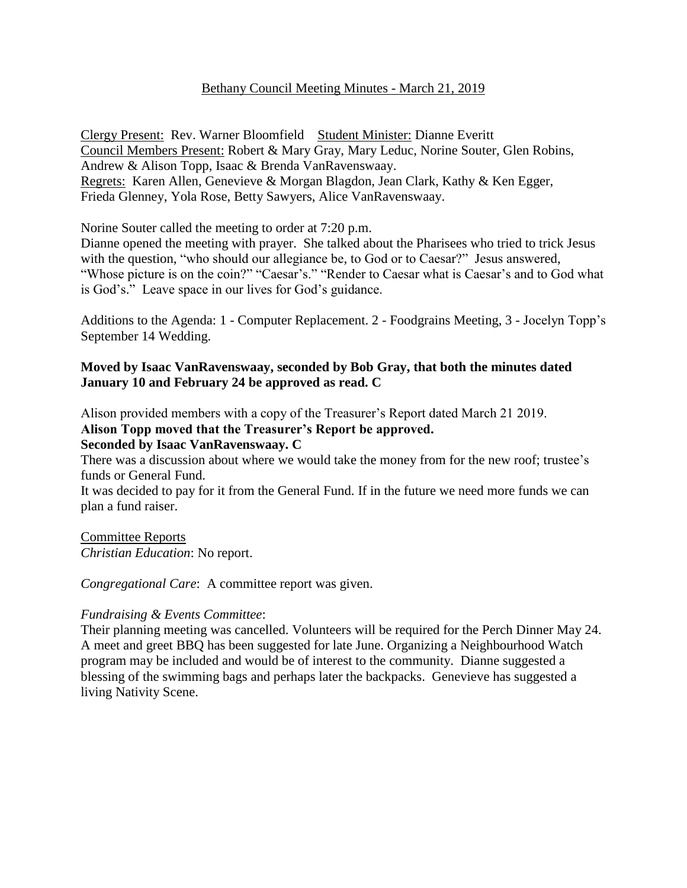# Bethany Council Meeting Minutes - March 21, 2019

Clergy Present: Rev. Warner Bloomfield Student Minister: Dianne Everitt
Council Members Present: Robert & Mary Gray, Mary Leduc, Norine Souter, Glen Robins, Andrew & Alison Topp, Isaac & Brenda VanRavenswaay.
Regrets: Karen Allen, Genevieve & Morgan Blagdon, Jean Clark, Kathy & Ken Egger, Frieda Glenney, Yola Rose, Betty Sawyers, Alice VanRavenswaay.

Norine Souter called the meeting to order at 7:20 p.m.
Dianne opened the meeting with prayer. She talked about the Pharisees who tried to trick Jesus with the question, "who should our allegiance be, to God or to Caesar?" Jesus answered, "Whose picture is on the coin?" "Caesar's." "Render to Caesar what is Caesar's and to God what is God's." Leave space in our lives for God's guidance.

Additions to the Agenda: 1 - Computer Replacement. 2 - Foodgrains Meeting, 3 - Jocelyn Topp's September 14 Wedding.

**Moved by Isaac VanRavenswaay, seconded by Bob Gray, that both the minutes dated January 10 and February 24 be approved as read. C**

Alison provided members with a copy of the Treasurer's Report dated March 21 2019.
**Alison Topp moved that the Treasurer's Report be approved.**
**Seconded by Isaac VanRavenswaay. C**
There was a discussion about where we would take the money from for the new roof; trustee's funds or General Fund.
It was decided to pay for it from the General Fund. If in the future we need more funds we can plan a fund raiser.

Committee Reports
*Christian Education*: No report.

*Congregational Care*: A committee report was given.

*Fundraising & Events Committee*:
Their planning meeting was cancelled. Volunteers will be required for the Perch Dinner May 24. A meet and greet BBQ has been suggested for late June. Organizing a Neighbourhood Watch program may be included and would be of interest to the community. Dianne suggested a blessing of the swimming bags and perhaps later the backpacks. Genevieve has suggested a living Nativity Scene.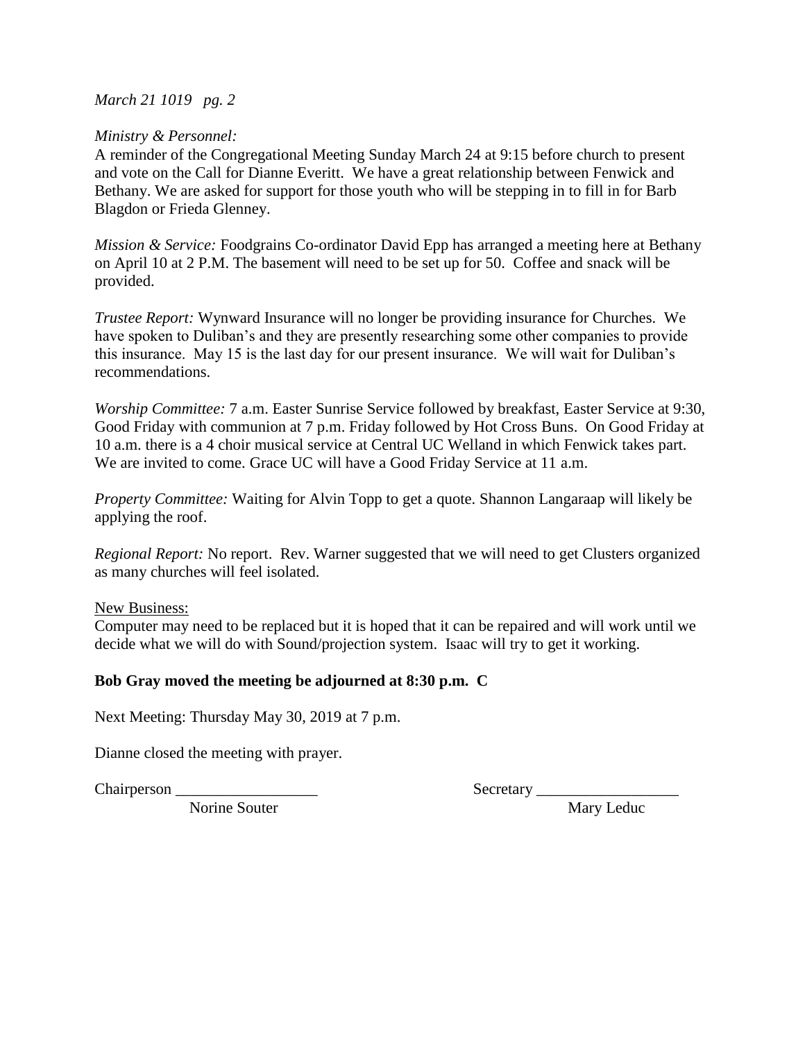*March 21 1019 pg. 2*

*Ministry & Personnel:*
A reminder of the Congregational Meeting Sunday March 24 at 9:15 before church to present and vote on the Call for Dianne Everitt. We have a great relationship between Fenwick and Bethany. We are asked for support for those youth who will be stepping in to fill in for Barb Blagdon or Frieda Glenney.

*Mission & Service:* Foodgrains Co-ordinator David Epp has arranged a meeting here at Bethany on April 10 at 2 P.M. The basement will need to be set up for 50. Coffee and snack will be provided.

*Trustee Report:* Wynward Insurance will no longer be providing insurance for Churches. We have spoken to Duliban's and they are presently researching some other companies to provide this insurance. May 15 is the last day for our present insurance. We will wait for Duliban's recommendations.

*Worship Committee:* 7 a.m. Easter Sunrise Service followed by breakfast, Easter Service at 9:30, Good Friday with communion at 7 p.m. Friday followed by Hot Cross Buns. On Good Friday at 10 a.m. there is a 4 choir musical service at Central UC Welland in which Fenwick takes part. We are invited to come. Grace UC will have a Good Friday Service at 11 a.m.

*Property Committee:* Waiting for Alvin Topp to get a quote. Shannon Langaraap will likely be applying the roof.

*Regional Report:* No report. Rev. Warner suggested that we will need to get Clusters organized as many churches will feel isolated.

<u>New Business:</u>
Computer may need to be replaced but it is hoped that it can be repaired and will work until we decide what we will do with Sound/projection system. Isaac will try to get it working.

**Bob Gray moved the meeting be adjourned at 8:30 p.m. C**

Next Meeting: Thursday May 30, 2019 at 7 p.m.

Dianne closed the meeting with prayer.

Chairperson __________________ Secretary __________________

Norine Souter Mary Leduc